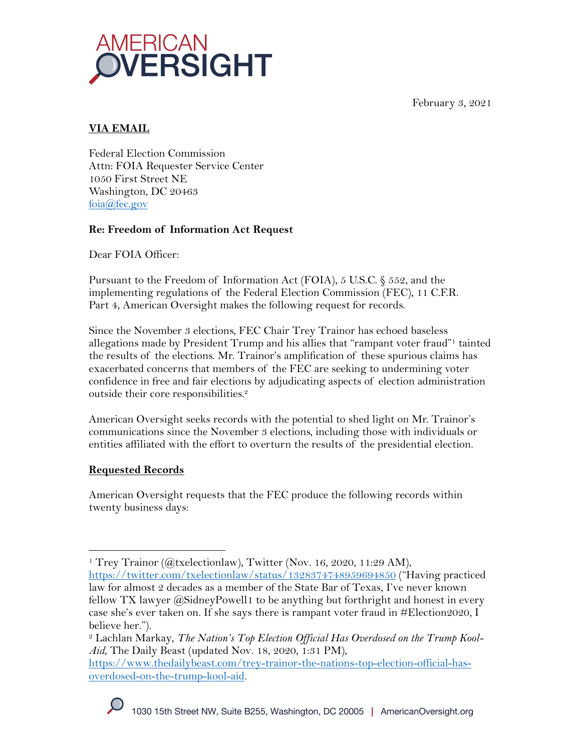AMERICAN OVERSIGHT

February 3, 2021

**VIA EMAIL**

Federal Election Commission
Attn: FOIA Requester Service Center
1050 First Street NE
Washington, DC 20463
foia@fec.gov

**Re: Freedom of Information Act Request**

Dear FOIA Officer:

Pursuant to the Freedom of Information Act (FOIA), 5 U.S.C. § 552, and the implementing regulations of the Federal Election Commission (FEC), 11 C.F.R. Part 4, American Oversight makes the following request for records.

Since the November 3 elections, FEC Chair Trey Trainor has echoed baseless allegations made by President Trump and his allies that "rampant voter fraud"[1] tainted the results of the elections. Mr. Trainor's amplification of these spurious claims has exacerbated concerns that members of the FEC are seeking to undermining voter confidence in free and fair elections by adjudicating aspects of election administration outside their core responsibilities.[2]

American Oversight seeks records with the potential to shed light on Mr. Trainor's communications since the November 3 elections, including those with individuals or entities affiliated with the effort to overturn the results of the presidential election.

**Requested Records**

American Oversight requests that the FEC produce the following records within twenty business days:

---

[1] Trey Trainor (@txelectionlaw), Twitter (Nov. 16, 2020, 11:29 AM), https://twitter.com/txelectionlaw/status/1328374748959694850 ("Having practiced law for almost 2 decades as a member of the State Bar of Texas, I've never known fellow TX lawyer @SidneyPowell1 to be anything but forthright and honest in every case she's ever taken on. If she says there is rampant voter fraud in #Election2020, I believe her.").

[2] Lachlan Markay, *The Nation's Top Election Official Has Overdosed on the Trump Kool-Aid*, The Daily Beast (updated Nov. 18, 2020, 1:31 PM), https://www.thedailybeast.com/trey-trainor-the-nations-top-election-official-has-overdosed-on-the-trump-kool-aid.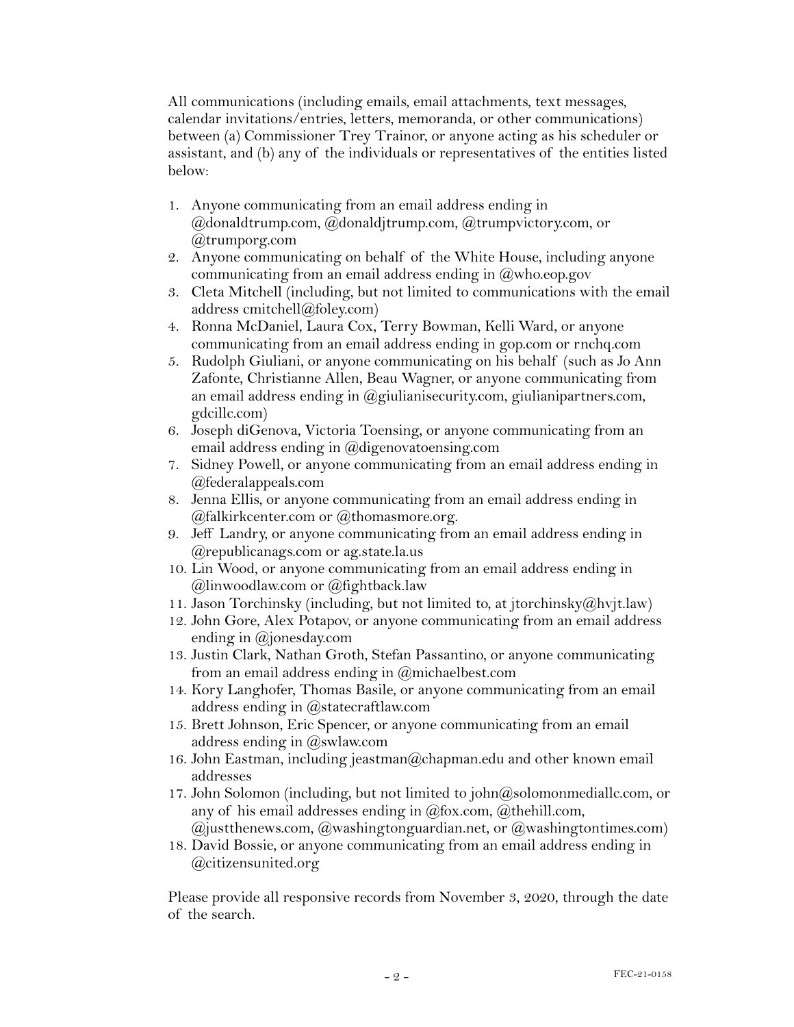All communications (including emails, email attachments, text messages, calendar invitations/entries, letters, memoranda, or other communications) between (a) Commissioner Trey Trainor, or anyone acting as his scheduler or assistant, and (b) any of the individuals or representatives of the entities listed below:

1. Anyone communicating from an email address ending in @donaldtrump.com, @donaldjtrump.com, @trumpvictory.com, or @trumporg.com
2. Anyone communicating on behalf of the White House, including anyone communicating from an email address ending in @who.eop.gov
3. Cleta Mitchell (including, but not limited to communications with the email address cmitchell@foley.com)
4. Ronna McDaniel, Laura Cox, Terry Bowman, Kelli Ward, or anyone communicating from an email address ending in gop.com or rnchq.com
5. Rudolph Giuliani, or anyone communicating on his behalf (such as Jo Ann Zafonte, Christianne Allen, Beau Wagner, or anyone communicating from an email address ending in @giulianisecurity.com, giulianipartners.com, gdcillc.com)
6. Joseph diGenova, Victoria Toensing, or anyone communicating from an email address ending in @digenovatoensing.com
7. Sidney Powell, or anyone communicating from an email address ending in @federalappeals.com
8. Jenna Ellis, or anyone communicating from an email address ending in @falkirkcenter.com or @thomasmore.org.
9. Jeff Landry, or anyone communicating from an email address ending in @republicanags.com or ag.state.la.us
10. Lin Wood, or anyone communicating from an email address ending in @linwoodlaw.com or @fightback.law
11. Jason Torchinsky (including, but not limited to, at jtorchinsky@hvjt.law)
12. John Gore, Alex Potapov, or anyone communicating from an email address ending in @jonesday.com
13. Justin Clark, Nathan Groth, Stefan Passantino, or anyone communicating from an email address ending in @michaelbest.com
14. Kory Langhofer, Thomas Basile, or anyone communicating from an email address ending in @statecraftlaw.com
15. Brett Johnson, Eric Spencer, or anyone communicating from an email address ending in @swlaw.com
16. John Eastman, including jeastman@chapman.edu and other known email addresses
17. John Solomon (including, but not limited to john@solomonmediallc.com, or any of his email addresses ending in @fox.com, @thehill.com, @justthenews.com, @washingtonguardian.net, or @washingtontimes.com)
18. David Bossie, or anyone communicating from an email address ending in @citizensunited.org

Please provide all responsive records from November 3, 2020, through the date of the search.

FEC-21-0158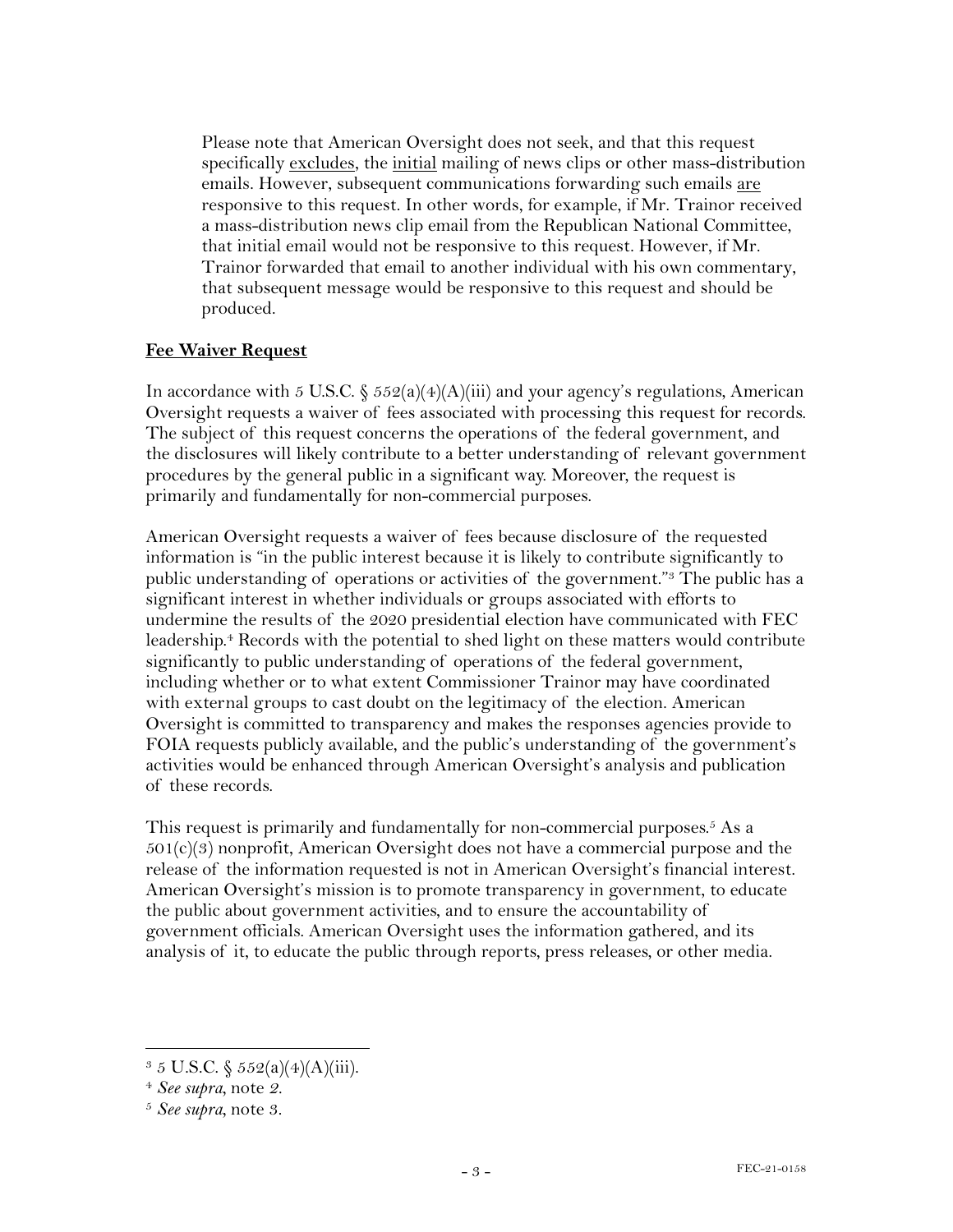> Please note that American Oversight does not seek, and that this request specifically <u>excludes</u>, the <u>initial</u> mailing of news clips or other mass-distribution emails. However, subsequent communications forwarding such emails <u>are</u> responsive to this request. In other words, for example, if Mr. Trainor received a mass-distribution news clip email from the Republican National Committee, that initial email would not be responsive to this request. However, if Mr. Trainor forwarded that email to another individual with his own commentary, that subsequent message would be responsive to this request and should be produced.

## <u>Fee Waiver Request</u>

In accordance with 5 U.S.C. § 552(a)(4)(A)(iii) and your agency's regulations, American Oversight requests a waiver of fees associated with processing this request for records. The subject of this request concerns the operations of the federal government, and the disclosures will likely contribute to a better understanding of relevant government procedures by the general public in a significant way. Moreover, the request is primarily and fundamentally for non-commercial purposes.

American Oversight requests a waiver of fees because disclosure of the requested information is "in the public interest because it is likely to contribute significantly to public understanding of operations or activities of the government."[3] The public has a significant interest in whether individuals or groups associated with efforts to undermine the results of the 2020 presidential election have communicated with FEC leadership.[4] Records with the potential to shed light on these matters would contribute significantly to public understanding of operations of the federal government, including whether or to what extent Commissioner Trainor may have coordinated with external groups to cast doubt on the legitimacy of the election. American Oversight is committed to transparency and makes the responses agencies provide to FOIA requests publicly available, and the public's understanding of the government's activities would be enhanced through American Oversight's analysis and publication of these records.

This request is primarily and fundamentally for non-commercial purposes.[5] As a 501(c)(3) nonprofit, American Oversight does not have a commercial purpose and the release of the information requested is not in American Oversight's financial interest. American Oversight's mission is to promote transparency in government, to educate the public about government activities, and to ensure the accountability of government officials. American Oversight uses the information gathered, and its analysis of it, to educate the public through reports, press releases, or other media.

---

[3] 5 U.S.C. § 552(a)(4)(A)(iii).

[4] *See supra*, note 2.

[5] *See supra*, note 3.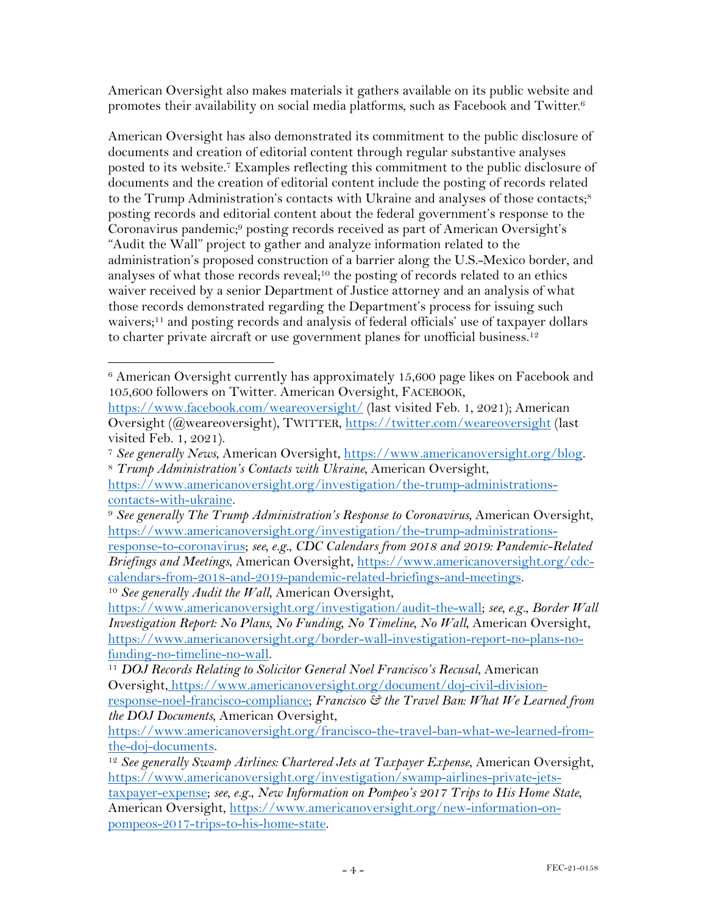American Oversight also makes materials it gathers available on its public website and promotes their availability on social media platforms, such as Facebook and Twitter.[6]

American Oversight has also demonstrated its commitment to the public disclosure of documents and creation of editorial content through regular substantive analyses posted to its website.[7] Examples reflecting this commitment to the public disclosure of documents and the creation of editorial content include the posting of records related to the Trump Administration's contacts with Ukraine and analyses of those contacts;[8] posting records and editorial content about the federal government's response to the Coronavirus pandemic;[9] posting records received as part of American Oversight's "Audit the Wall" project to gather and analyze information related to the administration's proposed construction of a barrier along the U.S.-Mexico border, and analyses of what those records reveal;[10] the posting of records related to an ethics waiver received by a senior Department of Justice attorney and an analysis of what those records demonstrated regarding the Department's process for issuing such waivers;[11] and posting records and analysis of federal officials' use of taxpayer dollars to charter private aircraft or use government planes for unofficial business.[12]

---

[6] American Oversight currently has approximately 15,600 page likes on Facebook and 105,600 followers on Twitter. American Oversight, FACEBOOK, https://www.facebook.com/weareoversight/ (last visited Feb. 1, 2021); American Oversight (@weareoversight), TWITTER, https://twitter.com/weareoversight (last visited Feb. 1, 2021).

[7] *See generally News*, American Oversight, https://www.americanoversight.org/blog.

[8] *Trump Administration's Contacts with Ukraine*, American Oversight, https://www.americanoversight.org/investigation/the-trump-administrations-contacts-with-ukraine.

[9] *See generally The Trump Administration's Response to Coronavirus*, American Oversight, https://www.americanoversight.org/investigation/the-trump-administrations-response-to-coronavirus; *see, e.g.*, *CDC Calendars from 2018 and 2019: Pandemic-Related Briefings and Meetings*, American Oversight, https://www.americanoversight.org/cdc-calendars-from-2018-and-2019-pandemic-related-briefings-and-meetings.

[10] *See generally Audit the Wall*, American Oversight, https://www.americanoversight.org/investigation/audit-the-wall; *see, e.g.*, *Border Wall Investigation Report: No Plans, No Funding, No Timeline, No Wall*, American Oversight, https://www.americanoversight.org/border-wall-investigation-report-no-plans-no-funding-no-timeline-no-wall.

[11] *DOJ Records Relating to Solicitor General Noel Francisco's Recusal*, American Oversight, https://www.americanoversight.org/document/doj-civil-division-response-noel-francisco-compliance; *Francisco & the Travel Ban: What We Learned from the DOJ Documents*, American Oversight, https://www.americanoversight.org/francisco-the-travel-ban-what-we-learned-from-the-doj-documents.

[12] *See generally Swamp Airlines: Chartered Jets at Taxpayer Expense*, American Oversight, https://www.americanoversight.org/investigation/swamp-airlines-private-jets-taxpayer-expense; *see, e.g.*, *New Information on Pompeo's 2017 Trips to His Home State*, American Oversight, https://www.americanoversight.org/new-information-on-pompeos-2017-trips-to-his-home-state.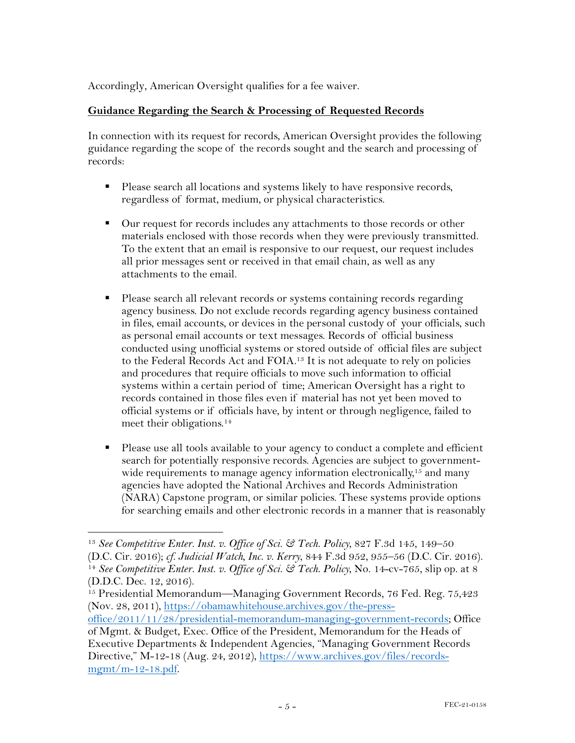Accordingly, American Oversight qualifies for a fee waiver.

**Guidance Regarding the Search & Processing of Requested Records**

In connection with its request for records, American Oversight provides the following guidance regarding the scope of the records sought and the search and processing of records:

- Please search all locations and systems likely to have responsive records, regardless of format, medium, or physical characteristics.

- Our request for records includes any attachments to those records or other materials enclosed with those records when they were previously transmitted. To the extent that an email is responsive to our request, our request includes all prior messages sent or received in that email chain, as well as any attachments to the email.

- Please search all relevant records or systems containing records regarding agency business. Do not exclude records regarding agency business contained in files, email accounts, or devices in the personal custody of your officials, such as personal email accounts or text messages. Records of official business conducted using unofficial systems or stored outside of official files are subject to the Federal Records Act and FOIA.[13] It is not adequate to rely on policies and procedures that require officials to move such information to official systems within a certain period of time; American Oversight has a right to records contained in those files even if material has not yet been moved to official systems or if officials have, by intent or through negligence, failed to meet their obligations.[14]

- Please use all tools available to your agency to conduct a complete and efficient search for potentially responsive records. Agencies are subject to government-wide requirements to manage agency information electronically,[15] and many agencies have adopted the National Archives and Records Administration (NARA) Capstone program, or similar policies. These systems provide options for searching emails and other electronic records in a manner that is reasonably

---

[13] *See Competitive Enter. Inst. v. Office of Sci. & Tech. Policy*, 827 F.3d 145, 149–50 (D.C. Cir. 2016); *cf. Judicial Watch, Inc. v. Kerry*, 844 F.3d 952, 955–56 (D.C. Cir. 2016).

[14] *See Competitive Enter. Inst. v. Office of Sci. & Tech. Policy*, No. 14-cv-765, slip op. at 8 (D.D.C. Dec. 12, 2016).

[15] Presidential Memorandum—Managing Government Records, 76 Fed. Reg. 75,423 (Nov. 28, 2011), https://obamawhitehouse.archives.gov/the-press-office/2011/11/28/presidential-memorandum-managing-government-records; Office of Mgmt. & Budget, Exec. Office of the President, Memorandum for the Heads of Executive Departments & Independent Agencies, "Managing Government Records Directive," M-12-18 (Aug. 24, 2012), https://www.archives.gov/files/records-mgmt/m-12-18.pdf.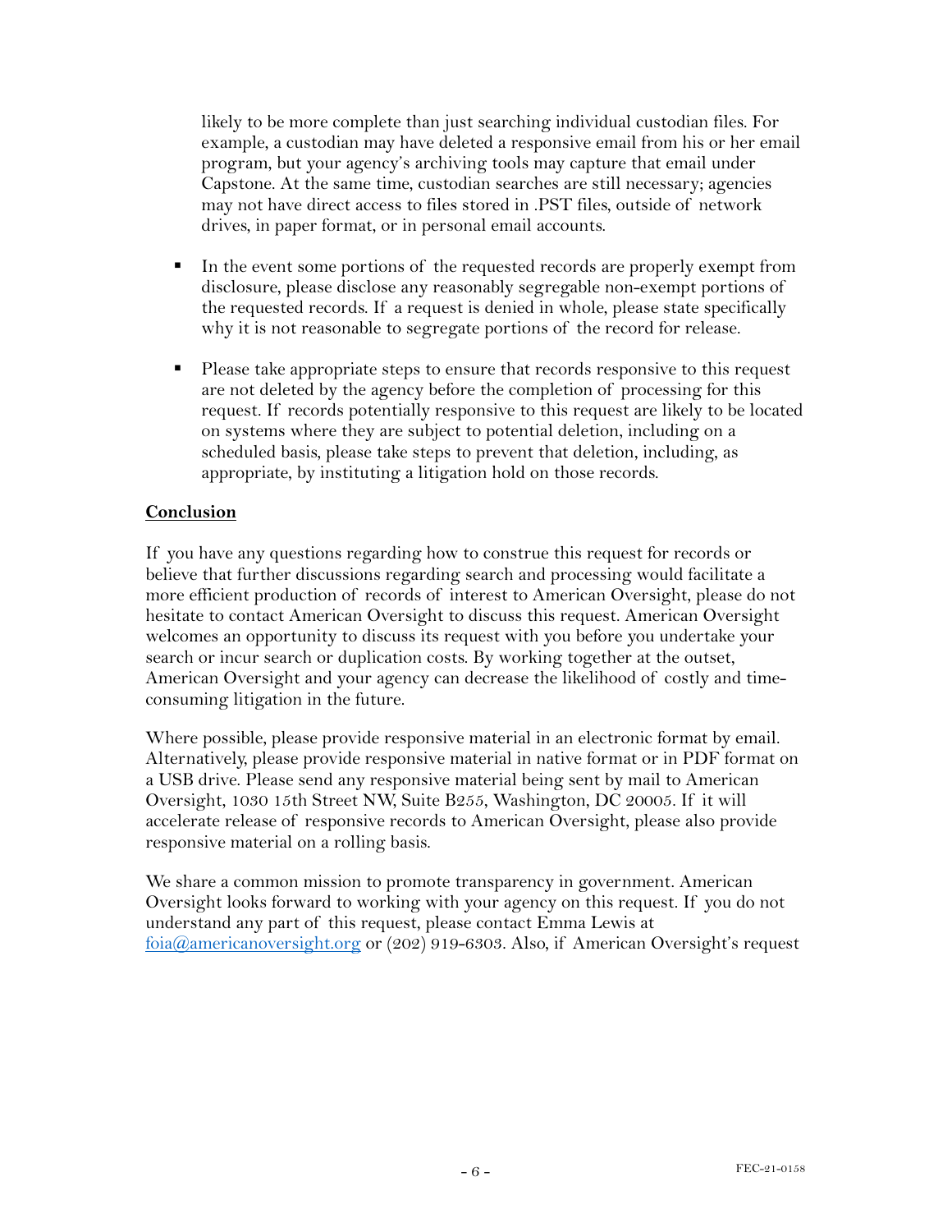likely to be more complete than just searching individual custodian files. For example, a custodian may have deleted a responsive email from his or her email program, but your agency's archiving tools may capture that email under Capstone. At the same time, custodian searches are still necessary; agencies may not have direct access to files stored in .PST files, outside of network drives, in paper format, or in personal email accounts.

- In the event some portions of the requested records are properly exempt from disclosure, please disclose any reasonably segregable non-exempt portions of the requested records. If a request is denied in whole, please state specifically why it is not reasonable to segregate portions of the record for release.

- Please take appropriate steps to ensure that records responsive to this request are not deleted by the agency before the completion of processing for this request. If records potentially responsive to this request are likely to be located on systems where they are subject to potential deletion, including on a scheduled basis, please take steps to prevent that deletion, including, as appropriate, by instituting a litigation hold on those records.

**Conclusion**

If you have any questions regarding how to construe this request for records or believe that further discussions regarding search and processing would facilitate a more efficient production of records of interest to American Oversight, please do not hesitate to contact American Oversight to discuss this request. American Oversight welcomes an opportunity to discuss its request with you before you undertake your search or incur search or duplication costs. By working together at the outset, American Oversight and your agency can decrease the likelihood of costly and time-consuming litigation in the future.

Where possible, please provide responsive material in an electronic format by email. Alternatively, please provide responsive material in native format or in PDF format on a USB drive. Please send any responsive material being sent by mail to American Oversight, 1030 15th Street NW, Suite B255, Washington, DC 20005. If it will accelerate release of responsive records to American Oversight, please also provide responsive material on a rolling basis.

We share a common mission to promote transparency in government. American Oversight looks forward to working with your agency on this request. If you do not understand any part of this request, please contact Emma Lewis at foia@americanoversight.org or (202) 919-6303. Also, if American Oversight's request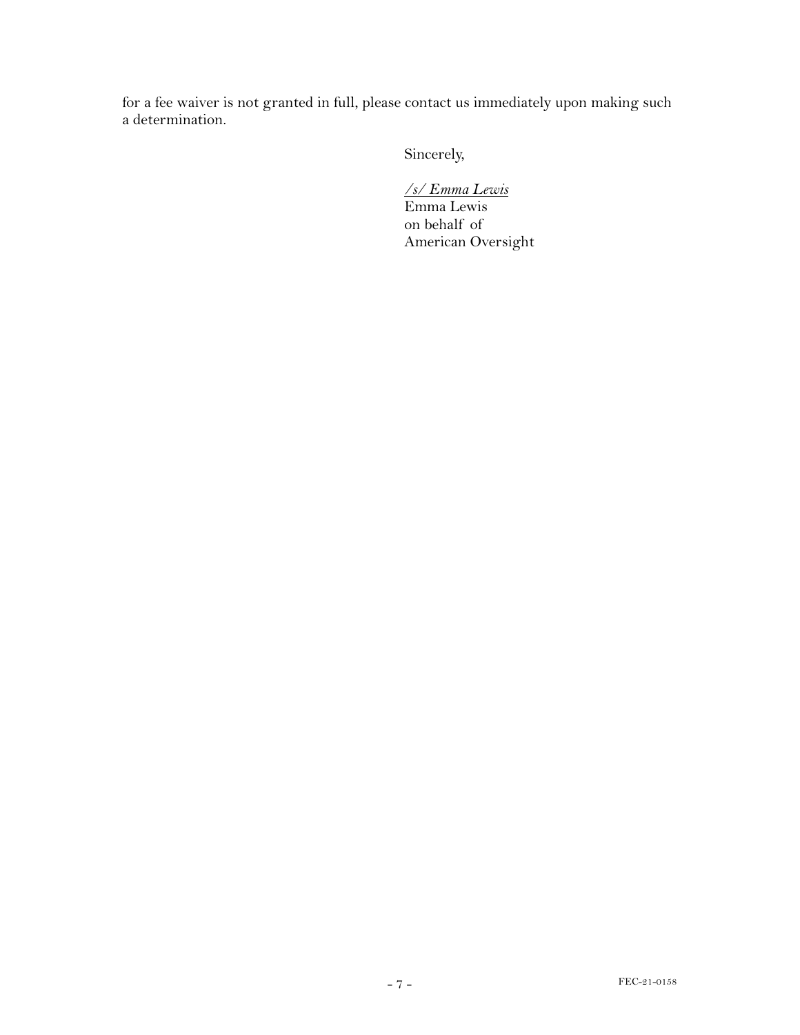for a fee waiver is not granted in full, please contact us immediately upon making such a determination.

Sincerely,

*/s/ Emma Lewis*
Emma Lewis
on behalf of
American Oversight